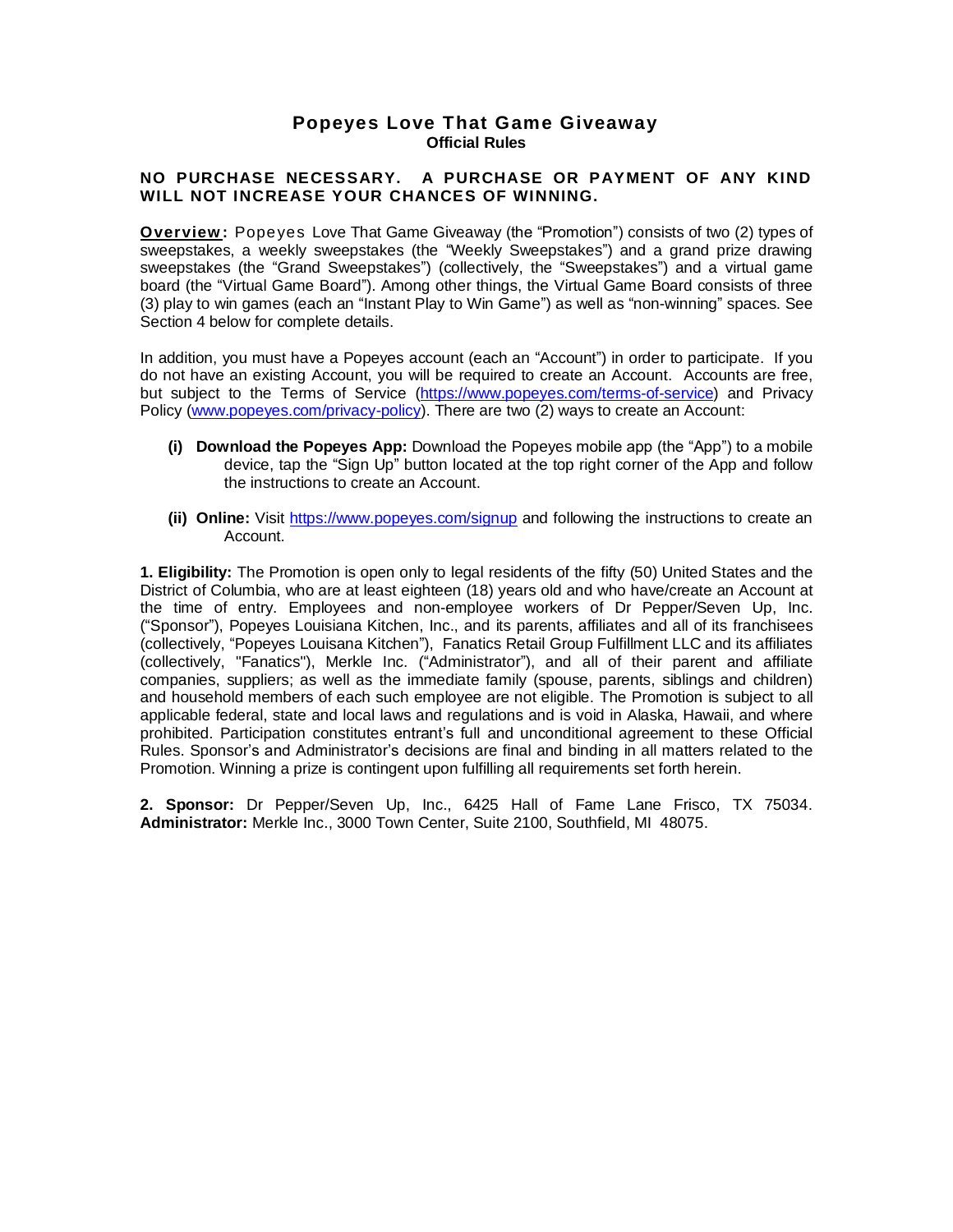# Popeyes Love That Game Giveaway

**Official Rules**

**NO PURCHASE NECESSARY. A PURCHASE OR PAYMENT OF ANY KIND WILL NOT INCREASE YOUR CHANCES OF WINNING.**

**Overview:** Popeyes Love That Game Giveaway (the "Promotion") consists of two (2) types of sweepstakes, a weekly sweepstakes (the "Weekly Sweepstakes") and a grand prize drawing sweepstakes (the "Grand Sweepstakes") (collectively, the "Sweepstakes") and a virtual game board (the "Virtual Game Board"). Among other things, the Virtual Game Board consists of three (3) play to win games (each an "Instant Play to Win Game") as well as "non-winning" spaces. See Section 4 below for complete details.

In addition, you must have a Popeyes account (each an "Account") in order to participate. If you do not have an existing Account, you will be required to create an Account. Accounts are free, but subject to the Terms of Service (https://www.popeyes.com/terms-of-service) and Privacy Policy (www.popeyes.com/privacy-policy). There are two (2) ways to create an Account:

- **(i) Download the Popeyes App:** Download the Popeyes mobile app (the "App") to a mobile device, tap the "Sign Up" button located at the top right corner of the App and follow the instructions to create an Account.
- **(ii) Online:** Visit https://www.popeyes.com/signup and following the instructions to create an Account.

**1. Eligibility:** The Promotion is open only to legal residents of the fifty (50) United States and the District of Columbia, who are at least eighteen (18) years old and who have/create an Account at the time of entry. Employees and non-employee workers of Dr Pepper/Seven Up, Inc. ("Sponsor"), Popeyes Louisiana Kitchen, Inc., and its parents, affiliates and all of its franchisees (collectively, "Popeyes Louisana Kitchen"), Fanatics Retail Group Fulfillment LLC and its affiliates (collectively, "Fanatics"), Merkle Inc. ("Administrator"), and all of their parent and affiliate companies, suppliers; as well as the immediate family (spouse, parents, siblings and children) and household members of each such employee are not eligible. The Promotion is subject to all applicable federal, state and local laws and regulations and is void in Alaska, Hawaii, and where prohibited. Participation constitutes entrant's full and unconditional agreement to these Official Rules. Sponsor's and Administrator's decisions are final and binding in all matters related to the Promotion. Winning a prize is contingent upon fulfilling all requirements set forth herein.

**2. Sponsor:** Dr Pepper/Seven Up, Inc., 6425 Hall of Fame Lane Frisco, TX 75034. **Administrator:** Merkle Inc., 3000 Town Center, Suite 2100, Southfield, MI 48075.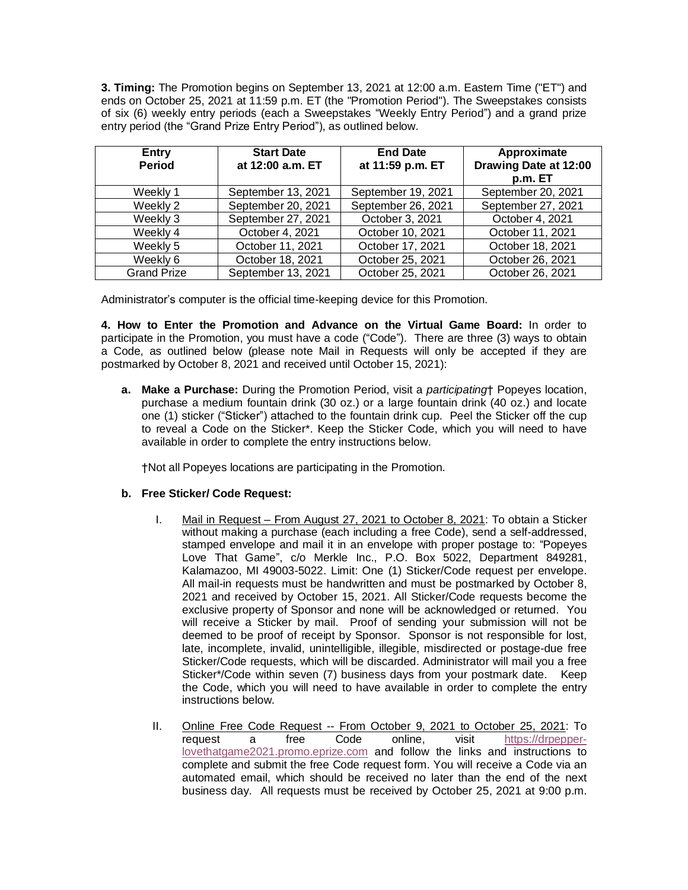**3. Timing:** The Promotion begins on September 13, 2021 at 12:00 a.m. Eastern Time ("ET") and ends on October 25, 2021 at 11:59 p.m. ET (the "Promotion Period"). The Sweepstakes consists of six (6) weekly entry periods (each a Sweepstakes "Weekly Entry Period") and a grand prize entry period (the "Grand Prize Entry Period"), as outlined below.

| Entry Period | Start Date at 12:00 a.m. ET | End Date at 11:59 p.m. ET | Approximate Drawing Date at 12:00 p.m. ET |
|---|---|---|---|
| Weekly 1 | September 13, 2021 | September 19, 2021 | September 20, 2021 |
| Weekly 2 | September 20, 2021 | September 26, 2021 | September 27, 2021 |
| Weekly 3 | September 27, 2021 | October 3, 2021 | October 4, 2021 |
| Weekly 4 | October 4, 2021 | October 10, 2021 | October 11, 2021 |
| Weekly 5 | October 11, 2021 | October 17, 2021 | October 18, 2021 |
| Weekly 6 | October 18, 2021 | October 25, 2021 | October 26, 2021 |
| Grand Prize | September 13, 2021 | October 25, 2021 | October 26, 2021 |

Administrator's computer is the official time-keeping device for this Promotion.

**4. How to Enter the Promotion and Advance on the Virtual Game Board:** In order to participate in the Promotion, you must have a code ("Code"). There are three (3) ways to obtain a Code, as outlined below (please note Mail in Requests will only be accepted if they are postmarked by October 8, 2021 and received until October 15, 2021):

**a. Make a Purchase:** During the Promotion Period, visit a *participating*† Popeyes location, purchase a medium fountain drink (30 oz.) or a large fountain drink (40 oz.) and locate one (1) sticker ("Sticker") attached to the fountain drink cup. Peel the Sticker off the cup to reveal a Code on the Sticker*. Keep the Sticker Code, which you will need to have available in order to complete the entry instructions below.

†Not all Popeyes locations are participating in the Promotion.

**b. Free Sticker/ Code Request:**

I. Mail in Request – From August 27, 2021 to October 8, 2021: To obtain a Sticker without making a purchase (each including a free Code), send a self-addressed, stamped envelope and mail it in an envelope with proper postage to: "Popeyes Love That Game", c/o Merkle Inc., P.O. Box 5022, Department 849281, Kalamazoo, MI 49003-5022. Limit: One (1) Sticker/Code request per envelope. All mail-in requests must be handwritten and must be postmarked by October 8, 2021 and received by October 15, 2021. All Sticker/Code requests become the exclusive property of Sponsor and none will be acknowledged or returned. You will receive a Sticker by mail. Proof of sending your submission will not be deemed to be proof of receipt by Sponsor. Sponsor is not responsible for lost, late, incomplete, invalid, unintelligible, illegible, misdirected or postage-due free Sticker/Code requests, which will be discarded. Administrator will mail you a free Sticker*/Code within seven (7) business days from your postmark date. Keep the Code, which you will need to have available in order to complete the entry instructions below.

II. Online Free Code Request -- From October 9, 2021 to October 25, 2021: To request a free Code online, visit https://drpepper-lovethatgame2021.promo.eprize.com and follow the links and instructions to complete and submit the free Code request form. You will receive a Code via an automated email, which should be received no later than the end of the next business day. All requests must be received by October 25, 2021 at 9:00 p.m.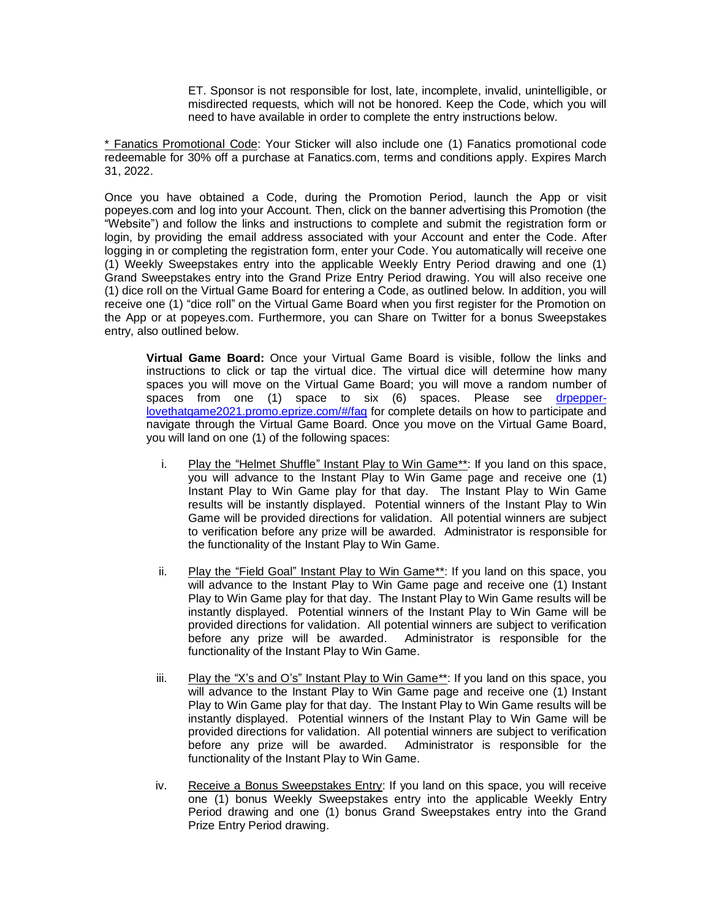ET. Sponsor is not responsible for lost, late, incomplete, invalid, unintelligible, or misdirected requests, which will not be honored. Keep the Code, which you will need to have available in order to complete the entry instructions below.

* Fanatics Promotional Code: Your Sticker will also include one (1) Fanatics promotional code redeemable for 30% off a purchase at Fanatics.com, terms and conditions apply. Expires March 31, 2022.

Once you have obtained a Code, during the Promotion Period, launch the App or visit popeyes.com and log into your Account. Then, click on the banner advertising this Promotion (the "Website") and follow the links and instructions to complete and submit the registration form or login, by providing the email address associated with your Account and enter the Code. After logging in or completing the registration form, enter your Code. You automatically will receive one (1) Weekly Sweepstakes entry into the applicable Weekly Entry Period drawing and one (1) Grand Sweepstakes entry into the Grand Prize Entry Period drawing. You will also receive one (1) dice roll on the Virtual Game Board for entering a Code, as outlined below. In addition, you will receive one (1) "dice roll" on the Virtual Game Board when you first register for the Promotion on the App or at popeyes.com. Furthermore, you can Share on Twitter for a bonus Sweepstakes entry, also outlined below.

**Virtual Game Board:** Once your Virtual Game Board is visible, follow the links and instructions to click or tap the virtual dice. The virtual dice will determine how many spaces you will move on the Virtual Game Board; you will move a random number of spaces from one (1) space to six (6) spaces. Please see drpepper-lovethatgame2021.promo.eprize.com/#/faq for complete details on how to participate and navigate through the Virtual Game Board. Once you move on the Virtual Game Board, you will land on one (1) of the following spaces:

i. Play the "Helmet Shuffle" Instant Play to Win Game**: If you land on this space, you will advance to the Instant Play to Win Game page and receive one (1) Instant Play to Win Game play for that day. The Instant Play to Win Game results will be instantly displayed. Potential winners of the Instant Play to Win Game will be provided directions for validation. All potential winners are subject to verification before any prize will be awarded. Administrator is responsible for the functionality of the Instant Play to Win Game.

ii. Play the "Field Goal" Instant Play to Win Game**: If you land on this space, you will advance to the Instant Play to Win Game page and receive one (1) Instant Play to Win Game play for that day. The Instant Play to Win Game results will be instantly displayed. Potential winners of the Instant Play to Win Game will be provided directions for validation. All potential winners are subject to verification before any prize will be awarded. Administrator is responsible for the functionality of the Instant Play to Win Game.

iii. Play the "X's and O's" Instant Play to Win Game**: If you land on this space, you will advance to the Instant Play to Win Game page and receive one (1) Instant Play to Win Game play for that day. The Instant Play to Win Game results will be instantly displayed. Potential winners of the Instant Play to Win Game will be provided directions for validation. All potential winners are subject to verification before any prize will be awarded. Administrator is responsible for the functionality of the Instant Play to Win Game.

iv. Receive a Bonus Sweepstakes Entry: If you land on this space, you will receive one (1) bonus Weekly Sweepstakes entry into the applicable Weekly Entry Period drawing and one (1) bonus Grand Sweepstakes entry into the Grand Prize Entry Period drawing.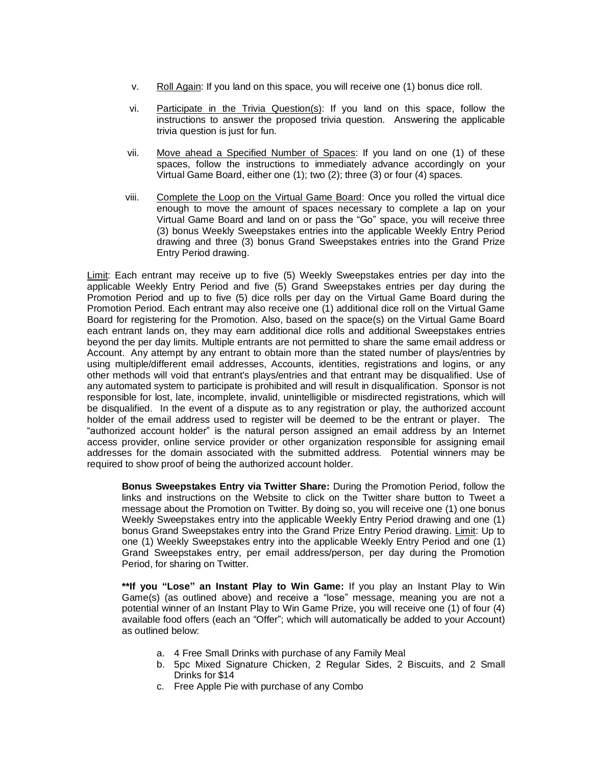v. <u>Roll Again</u>: If you land on this space, you will receive one (1) bonus dice roll.

vi. <u>Participate in the Trivia Question(s)</u>: If you land on this space, follow the instructions to answer the proposed trivia question. Answering the applicable trivia question is just for fun.

vii. <u>Move ahead a Specified Number of Spaces</u>: If you land on one (1) of these spaces, follow the instructions to immediately advance accordingly on your Virtual Game Board, either one (1); two (2); three (3) or four (4) spaces.

viii. <u>Complete the Loop on the Virtual Game Board</u>: Once you rolled the virtual dice enough to move the amount of spaces necessary to complete a lap on your Virtual Game Board and land on or pass the "Go" space, you will receive three (3) bonus Weekly Sweepstakes entries into the applicable Weekly Entry Period drawing and three (3) bonus Grand Sweepstakes entries into the Grand Prize Entry Period drawing.

<u>Limit</u>: Each entrant may receive up to five (5) Weekly Sweepstakes entries per day into the applicable Weekly Entry Period and five (5) Grand Sweepstakes entries per day during the Promotion Period and up to five (5) dice rolls per day on the Virtual Game Board during the Promotion Period. Each entrant may also receive one (1) additional dice roll on the Virtual Game Board for registering for the Promotion. Also, based on the space(s) on the Virtual Game Board each entrant lands on, they may earn additional dice rolls and additional Sweepstakes entries beyond the per day limits. Multiple entrants are not permitted to share the same email address or Account. Any attempt by any entrant to obtain more than the stated number of plays/entries by using multiple/different email addresses, Accounts, identities, registrations and logins, or any other methods will void that entrant's plays/entries and that entrant may be disqualified. Use of any automated system to participate is prohibited and will result in disqualification. Sponsor is not responsible for lost, late, incomplete, invalid, unintelligible or misdirected registrations, which will be disqualified. In the event of a dispute as to any registration or play, the authorized account holder of the email address used to register will be deemed to be the entrant or player. The "authorized account holder" is the natural person assigned an email address by an Internet access provider, online service provider or other organization responsible for assigning email addresses for the domain associated with the submitted address. Potential winners may be required to show proof of being the authorized account holder.

**Bonus Sweepstakes Entry via Twitter Share:** During the Promotion Period, follow the links and instructions on the Website to click on the Twitter share button to Tweet a message about the Promotion on Twitter. By doing so, you will receive one (1) one bonus Weekly Sweepstakes entry into the applicable Weekly Entry Period drawing and one (1) bonus Grand Sweepstakes entry into the Grand Prize Entry Period drawing. <u>Limit</u>: Up to one (1) Weekly Sweepstakes entry into the applicable Weekly Entry Period and one (1) Grand Sweepstakes entry, per email address/person, per day during the Promotion Period, for sharing on Twitter.

**\*\*If you "Lose" an Instant Play to Win Game:** If you play an Instant Play to Win Game(s) (as outlined above) and receive a "lose" message, meaning you are not a potential winner of an Instant Play to Win Game Prize, you will receive one (1) of four (4) available food offers (each an "Offer"; which will automatically be added to your Account) as outlined below:

a. 4 Free Small Drinks with purchase of any Family Meal
b. 5pc Mixed Signature Chicken, 2 Regular Sides, 2 Biscuits, and 2 Small Drinks for $14
c. Free Apple Pie with purchase of any Combo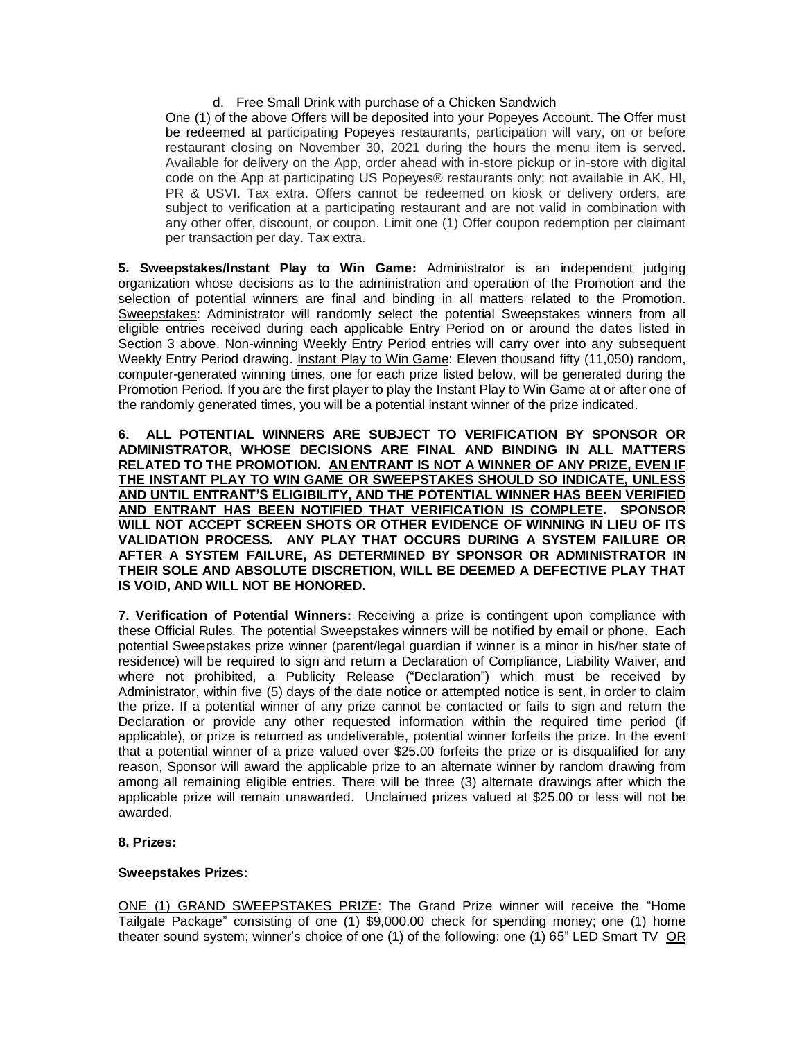d. Free Small Drink with purchase of a Chicken Sandwich

One (1) of the above Offers will be deposited into your Popeyes Account. The Offer must be redeemed at participating Popeyes restaurants, participation will vary, on or before restaurant closing on November 30, 2021 during the hours the menu item is served. Available for delivery on the App, order ahead with in-store pickup or in-store with digital code on the App at participating US Popeyes® restaurants only; not available in AK, HI, PR & USVI. Tax extra. Offers cannot be redeemed on kiosk or delivery orders, are subject to verification at a participating restaurant and are not valid in combination with any other offer, discount, or coupon. Limit one (1) Offer coupon redemption per claimant per transaction per day. Tax extra.

**5. Sweepstakes/Instant Play to Win Game:** Administrator is an independent judging organization whose decisions as to the administration and operation of the Promotion and the selection of potential winners are final and binding in all matters related to the Promotion. Sweepstakes: Administrator will randomly select the potential Sweepstakes winners from all eligible entries received during each applicable Entry Period on or around the dates listed in Section 3 above. Non-winning Weekly Entry Period entries will carry over into any subsequent Weekly Entry Period drawing. Instant Play to Win Game: Eleven thousand fifty (11,050) random, computer-generated winning times, one for each prize listed below, will be generated during the Promotion Period. If you are the first player to play the Instant Play to Win Game at or after one of the randomly generated times, you will be a potential instant winner of the prize indicated.

**6. ALL POTENTIAL WINNERS ARE SUBJECT TO VERIFICATION BY SPONSOR OR ADMINISTRATOR, WHOSE DECISIONS ARE FINAL AND BINDING IN ALL MATTERS RELATED TO THE PROMOTION. AN ENTRANT IS NOT A WINNER OF ANY PRIZE, EVEN IF THE INSTANT PLAY TO WIN GAME OR SWEEPSTAKES SHOULD SO INDICATE, UNLESS AND UNTIL ENTRANT'S ELIGIBILITY, AND THE POTENTIAL WINNER HAS BEEN VERIFIED AND ENTRANT HAS BEEN NOTIFIED THAT VERIFICATION IS COMPLETE. SPONSOR WILL NOT ACCEPT SCREEN SHOTS OR OTHER EVIDENCE OF WINNING IN LIEU OF ITS VALIDATION PROCESS. ANY PLAY THAT OCCURS DURING A SYSTEM FAILURE OR AFTER A SYSTEM FAILURE, AS DETERMINED BY SPONSOR OR ADMINISTRATOR IN THEIR SOLE AND ABSOLUTE DISCRETION, WILL BE DEEMED A DEFECTIVE PLAY THAT IS VOID, AND WILL NOT BE HONORED.**

**7. Verification of Potential Winners:** Receiving a prize is contingent upon compliance with these Official Rules. The potential Sweepstakes winners will be notified by email or phone. Each potential Sweepstakes prize winner (parent/legal guardian if winner is a minor in his/her state of residence) will be required to sign and return a Declaration of Compliance, Liability Waiver, and where not prohibited, a Publicity Release ("Declaration") which must be received by Administrator, within five (5) days of the date notice or attempted notice is sent, in order to claim the prize. If a potential winner of any prize cannot be contacted or fails to sign and return the Declaration or provide any other requested information within the required time period (if applicable), or prize is returned as undeliverable, potential winner forfeits the prize. In the event that a potential winner of a prize valued over $25.00 forfeits the prize or is disqualified for any reason, Sponsor will award the applicable prize to an alternate winner by random drawing from among all remaining eligible entries. There will be three (3) alternate drawings after which the applicable prize will remain unawarded. Unclaimed prizes valued at $25.00 or less will not be awarded.

**8. Prizes:**

**Sweepstakes Prizes:**

ONE (1) GRAND SWEEPSTAKES PRIZE: The Grand Prize winner will receive the "Home Tailgate Package" consisting of one (1) $9,000.00 check for spending money; one (1) home theater sound system; winner's choice of one (1) of the following: one (1) 65" LED Smart TV OR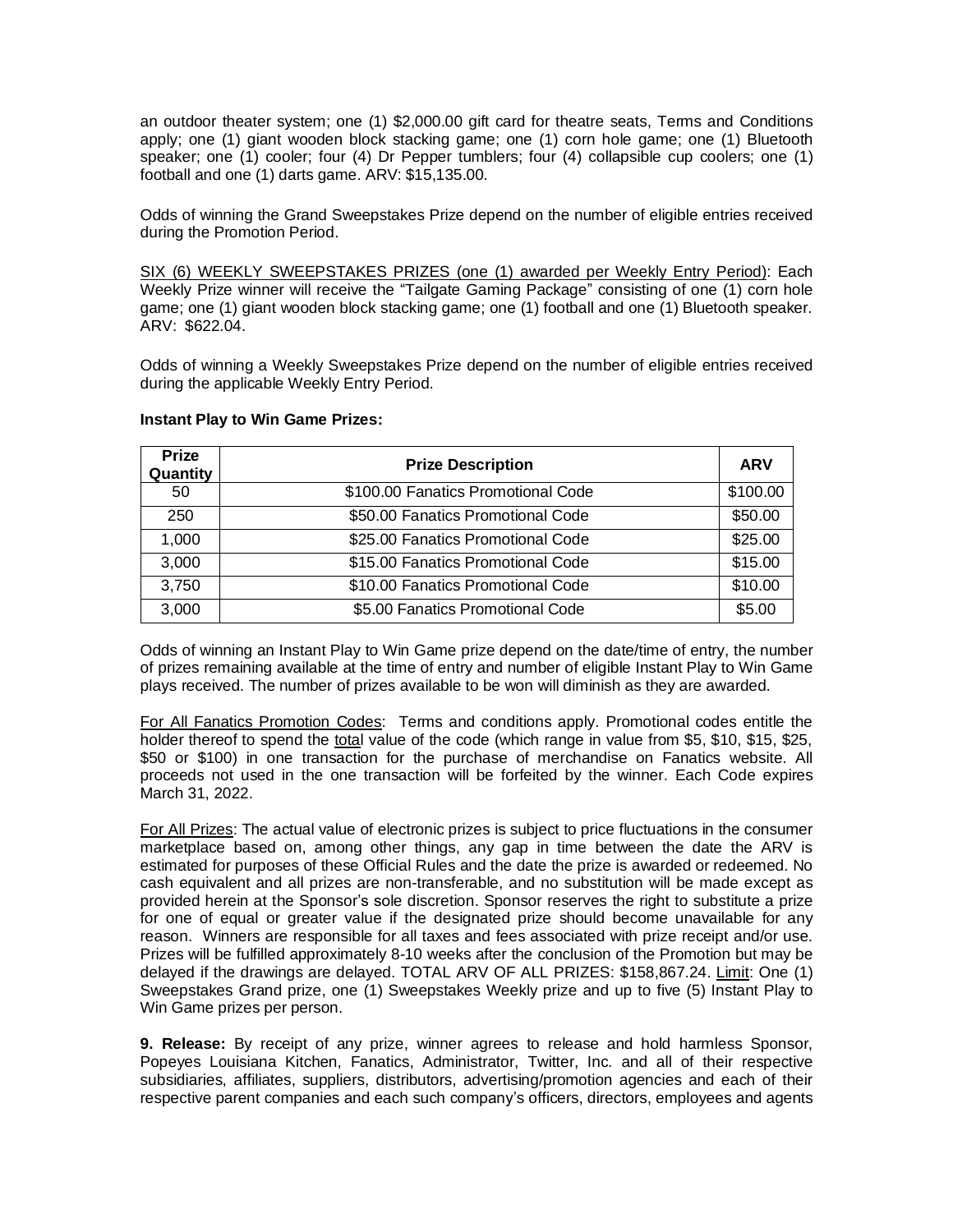an outdoor theater system; one (1) $2,000.00 gift card for theatre seats, Terms and Conditions apply; one (1) giant wooden block stacking game; one (1) corn hole game; one (1) Bluetooth speaker; one (1) cooler; four (4) Dr Pepper tumblers; four (4) collapsible cup coolers; one (1) football and one (1) darts game. ARV: $15,135.00.

Odds of winning the Grand Sweepstakes Prize depend on the number of eligible entries received during the Promotion Period.

SIX (6) WEEKLY SWEEPSTAKES PRIZES (one (1) awarded per Weekly Entry Period): Each Weekly Prize winner will receive the "Tailgate Gaming Package" consisting of one (1) corn hole game; one (1) giant wooden block stacking game; one (1) football and one (1) Bluetooth speaker. ARV: $622.04.

Odds of winning a Weekly Sweepstakes Prize depend on the number of eligible entries received during the applicable Weekly Entry Period.

**Instant Play to Win Game Prizes:**

| Prize Quantity | Prize Description | ARV |
|---|---|---|
| 50 | $100.00 Fanatics Promotional Code | $100.00 |
| 250 | $50.00 Fanatics Promotional Code | $50.00 |
| 1,000 | $25.00 Fanatics Promotional Code | $25.00 |
| 3,000 | $15.00 Fanatics Promotional Code | $15.00 |
| 3,750 | $10.00 Fanatics Promotional Code | $10.00 |
| 3,000 | $5.00 Fanatics Promotional Code | $5.00 |

Odds of winning an Instant Play to Win Game prize depend on the date/time of entry, the number of prizes remaining available at the time of entry and number of eligible Instant Play to Win Game plays received. The number of prizes available to be won will diminish as they are awarded.

For All Fanatics Promotion Codes: Terms and conditions apply. Promotional codes entitle the holder thereof to spend the total value of the code (which range in value from $5, $10, $15, $25, $50 or $100) in one transaction for the purchase of merchandise on Fanatics website. All proceeds not used in the one transaction will be forfeited by the winner. Each Code expires March 31, 2022.

For All Prizes: The actual value of electronic prizes is subject to price fluctuations in the consumer marketplace based on, among other things, any gap in time between the date the ARV is estimated for purposes of these Official Rules and the date the prize is awarded or redeemed. No cash equivalent and all prizes are non-transferable, and no substitution will be made except as provided herein at the Sponsor's sole discretion. Sponsor reserves the right to substitute a prize for one of equal or greater value if the designated prize should become unavailable for any reason. Winners are responsible for all taxes and fees associated with prize receipt and/or use. Prizes will be fulfilled approximately 8-10 weeks after the conclusion of the Promotion but may be delayed if the drawings are delayed. TOTAL ARV OF ALL PRIZES: $158,867.24. Limit: One (1) Sweepstakes Grand prize, one (1) Sweepstakes Weekly prize and up to five (5) Instant Play to Win Game prizes per person.

**9. Release:** By receipt of any prize, winner agrees to release and hold harmless Sponsor, Popeyes Louisiana Kitchen, Fanatics, Administrator, Twitter, Inc. and all of their respective subsidiaries, affiliates, suppliers, distributors, advertising/promotion agencies and each of their respective parent companies and each such company's officers, directors, employees and agents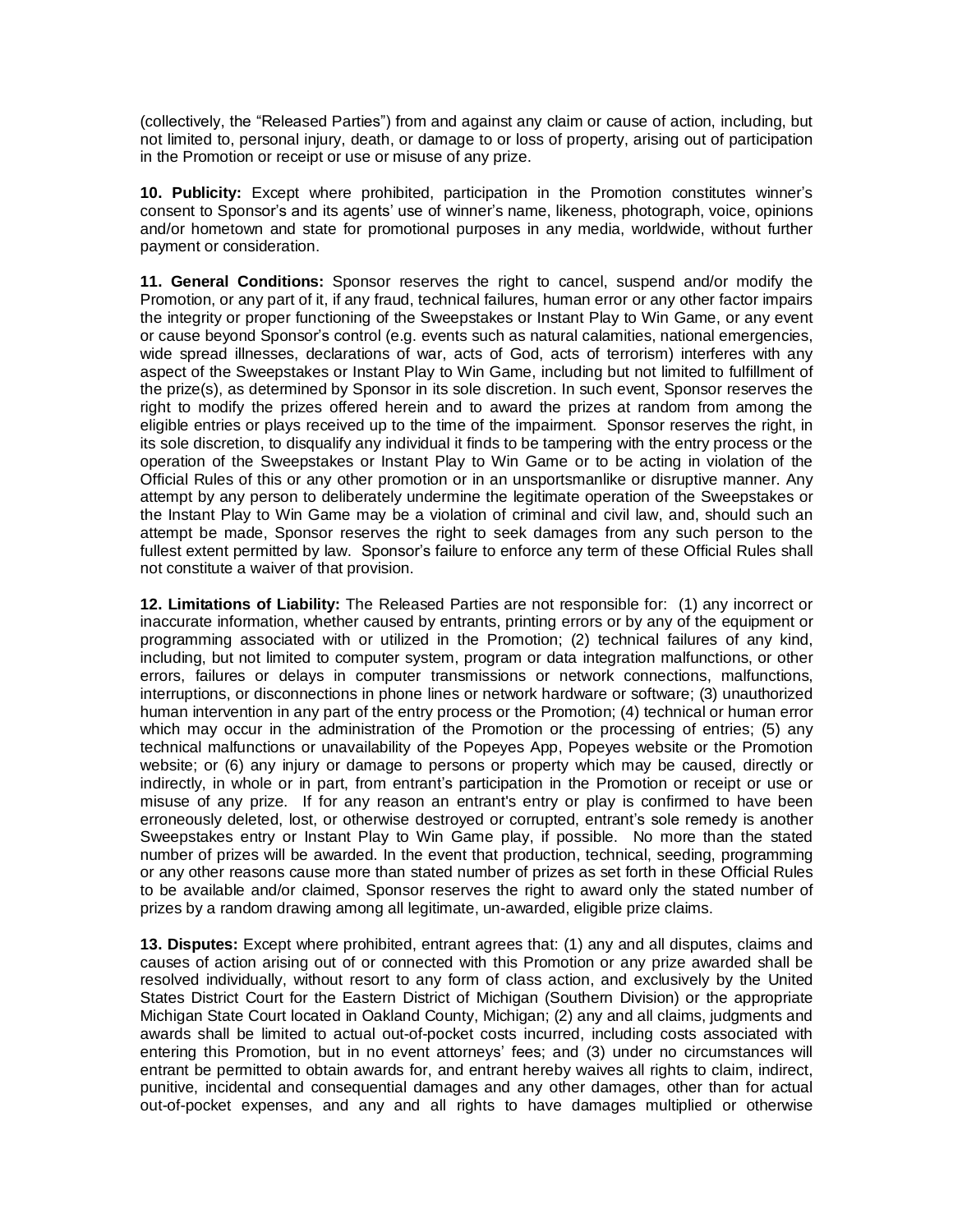(collectively, the "Released Parties") from and against any claim or cause of action, including, but not limited to, personal injury, death, or damage to or loss of property, arising out of participation in the Promotion or receipt or use or misuse of any prize.

**10. Publicity:** Except where prohibited, participation in the Promotion constitutes winner's consent to Sponsor's and its agents' use of winner's name, likeness, photograph, voice, opinions and/or hometown and state for promotional purposes in any media, worldwide, without further payment or consideration.

**11. General Conditions:** Sponsor reserves the right to cancel, suspend and/or modify the Promotion, or any part of it, if any fraud, technical failures, human error or any other factor impairs the integrity or proper functioning of the Sweepstakes or Instant Play to Win Game, or any event or cause beyond Sponsor's control (e.g. events such as natural calamities, national emergencies, wide spread illnesses, declarations of war, acts of God, acts of terrorism) interferes with any aspect of the Sweepstakes or Instant Play to Win Game, including but not limited to fulfillment of the prize(s), as determined by Sponsor in its sole discretion. In such event, Sponsor reserves the right to modify the prizes offered herein and to award the prizes at random from among the eligible entries or plays received up to the time of the impairment. Sponsor reserves the right, in its sole discretion, to disqualify any individual it finds to be tampering with the entry process or the operation of the Sweepstakes or Instant Play to Win Game or to be acting in violation of the Official Rules of this or any other promotion or in an unsportsmanlike or disruptive manner. Any attempt by any person to deliberately undermine the legitimate operation of the Sweepstakes or the Instant Play to Win Game may be a violation of criminal and civil law, and, should such an attempt be made, Sponsor reserves the right to seek damages from any such person to the fullest extent permitted by law. Sponsor's failure to enforce any term of these Official Rules shall not constitute a waiver of that provision.

**12. Limitations of Liability:** The Released Parties are not responsible for: (1) any incorrect or inaccurate information, whether caused by entrants, printing errors or by any of the equipment or programming associated with or utilized in the Promotion; (2) technical failures of any kind, including, but not limited to computer system, program or data integration malfunctions, or other errors, failures or delays in computer transmissions or network connections, malfunctions, interruptions, or disconnections in phone lines or network hardware or software; (3) unauthorized human intervention in any part of the entry process or the Promotion; (4) technical or human error which may occur in the administration of the Promotion or the processing of entries; (5) any technical malfunctions or unavailability of the Popeyes App, Popeyes website or the Promotion website; or (6) any injury or damage to persons or property which may be caused, directly or indirectly, in whole or in part, from entrant's participation in the Promotion or receipt or use or misuse of any prize. If for any reason an entrant's entry or play is confirmed to have been erroneously deleted, lost, or otherwise destroyed or corrupted, entrant's sole remedy is another Sweepstakes entry or Instant Play to Win Game play, if possible. No more than the stated number of prizes will be awarded. In the event that production, technical, seeding, programming or any other reasons cause more than stated number of prizes as set forth in these Official Rules to be available and/or claimed, Sponsor reserves the right to award only the stated number of prizes by a random drawing among all legitimate, un-awarded, eligible prize claims.

**13. Disputes:** Except where prohibited, entrant agrees that: (1) any and all disputes, claims and causes of action arising out of or connected with this Promotion or any prize awarded shall be resolved individually, without resort to any form of class action, and exclusively by the United States District Court for the Eastern District of Michigan (Southern Division) or the appropriate Michigan State Court located in Oakland County, Michigan; (2) any and all claims, judgments and awards shall be limited to actual out-of-pocket costs incurred, including costs associated with entering this Promotion, but in no event attorneys' fees; and (3) under no circumstances will entrant be permitted to obtain awards for, and entrant hereby waives all rights to claim, indirect, punitive, incidental and consequential damages and any other damages, other than for actual out-of-pocket expenses, and any and all rights to have damages multiplied or otherwise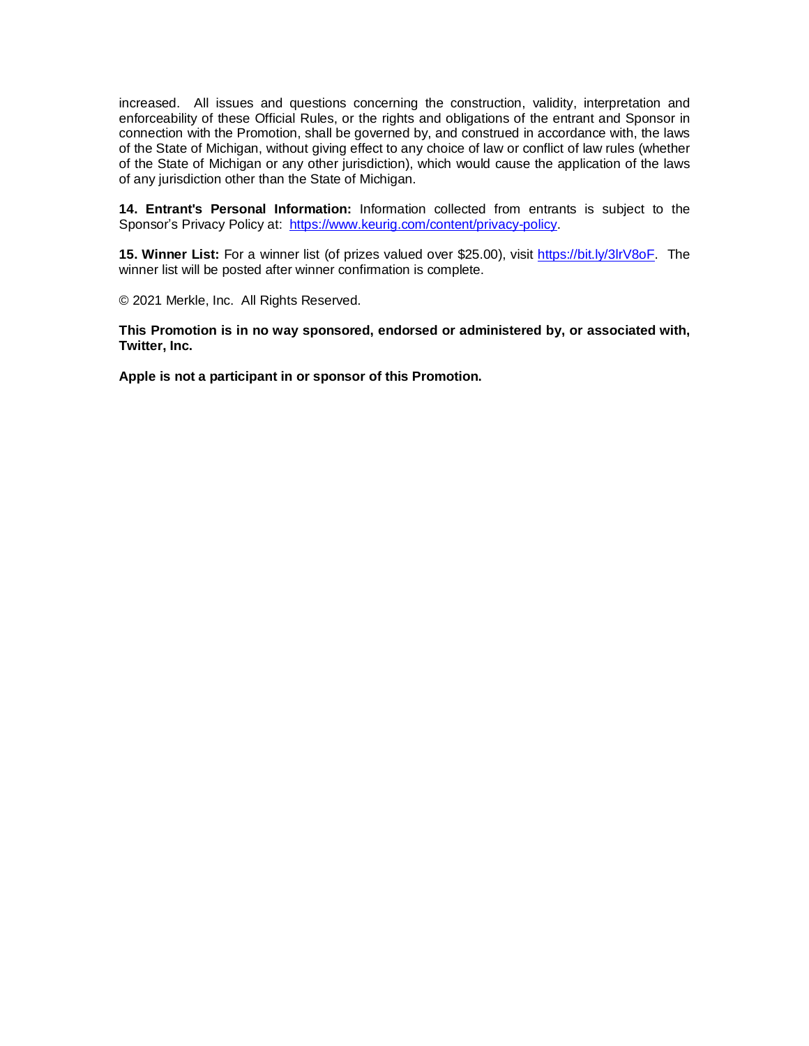increased. All issues and questions concerning the construction, validity, interpretation and enforceability of these Official Rules, or the rights and obligations of the entrant and Sponsor in connection with the Promotion, shall be governed by, and construed in accordance with, the laws of the State of Michigan, without giving effect to any choice of law or conflict of law rules (whether of the State of Michigan or any other jurisdiction), which would cause the application of the laws of any jurisdiction other than the State of Michigan.

**14. Entrant's Personal Information:** Information collected from entrants is subject to the Sponsor's Privacy Policy at: https://www.keurig.com/content/privacy-policy.

**15. Winner List:** For a winner list (of prizes valued over $25.00), visit https://bit.ly/3lrV8oF. The winner list will be posted after winner confirmation is complete.

© 2021 Merkle, Inc. All Rights Reserved.

**This Promotion is in no way sponsored, endorsed or administered by, or associated with, Twitter, Inc.**

**Apple is not a participant in or sponsor of this Promotion.**